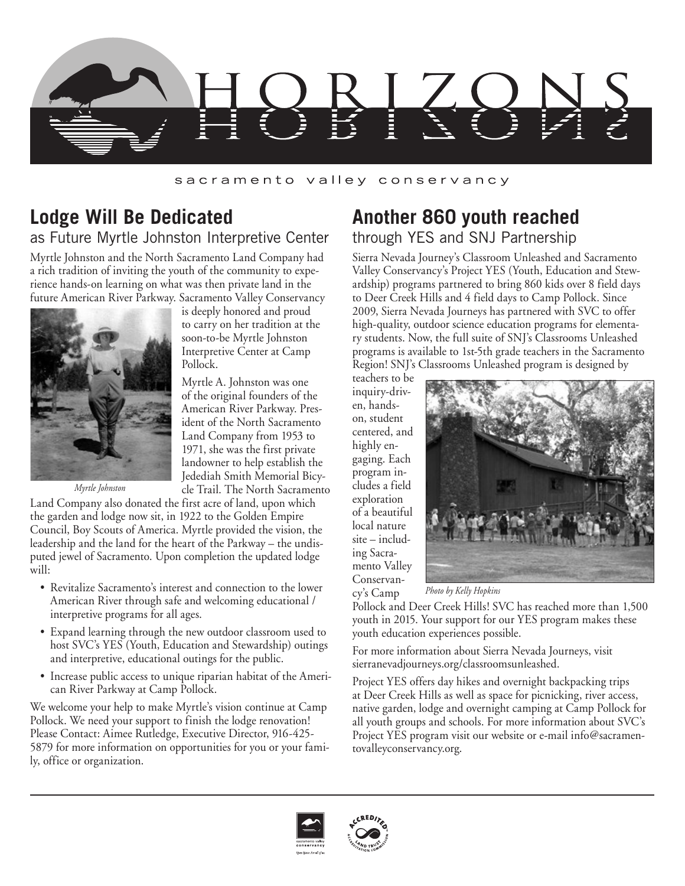# HORIZONS

sacramento valley conservancy

## Lodge Will Be Dedicated

### as Future Myrtle Johnston Interpretive Center

Myrtle Johnston and the North Sacramento Land Company had a rich tradition of inviting the youth of the community to experience hands-on learning on what was then private land in the future American River Parkway. Sacramento Valley Conservancy is deeply honored and proud to carry on her tradition at the soon-to-be Myrtle Johnston Interpretive Center at Camp Pollock.

*Myrtle Johnston*

Myrtle A. Johnston was one of the original founders of the American River Parkway. President of the North Sacramento Land Company from 1953 to 1971, she was the first private landowner to help establish the Jedediah Smith Memorial Bicycle Trail. The North Sacramento Land Company also donated the first acre of land, upon which the garden and lodge now sit, in 1922 to the Golden Empire Council, Boy Scouts of America. Myrtle provided the vision, the leadership and the land for the heart of the Parkway – the undisputed jewel of Sacramento. Upon completion the updated lodge will:

- Revitalize Sacramento's interest and connection to the lower American River through safe and welcoming educational / interpretive programs for all ages.
- Expand learning through the new outdoor classroom used to host SVC's YES (Youth, Education and Stewardship) outings and interpretive, educational outings for the public.
- Increase public access to unique riparian habitat of the American River Parkway at Camp Pollock.

We welcome your help to make Myrtle's vision continue at Camp Pollock. We need your support to finish the lodge renovation! Please Contact: Aimee Rutledge, Executive Director, 916-425-5879 for more information on opportunities for you or your family, office or organization.

## Another 860 youth reached

### through YES and SNJ Partnership

Sierra Nevada Journey's Classroom Unleashed and Sacramento Valley Conservancy's Project YES (Youth, Education and Stewardship) programs partnered to bring 860 kids over 8 field days to Deer Creek Hills and 4 field days to Camp Pollock. Since 2009, Sierra Nevada Journeys has partnered with SVC to offer high-quality, outdoor science education programs for elementary students. Now, the full suite of SNJ's Classrooms Unleashed programs is available to 1st-5th grade teachers in the Sacramento Region! SNJ's Classrooms Unleashed program is designed by teachers to be inquiry-driven, hands-on, student centered, and highly engaging. Each program includes a field exploration of a beautiful local nature site – including Sacramento Valley Conservancy's Camp Pollock and Deer Creek Hills! SVC has reached more than 1,500 youth in 2015. Your support for our YES program makes these youth education experiences possible.

*Photo by Kelly Hopkins*

For more information about Sierra Nevada Journeys, visit sierranevadjourneys.org/classroomsunleashed.

Project YES offers day hikes and overnight backpacking trips at Deer Creek Hills as well as space for picnicking, river access, native garden, lodge and overnight camping at Camp Pollock for all youth groups and schools. For more information about SVC's Project YES program visit our website or e-mail info@sacramentovalleyconservancy.org.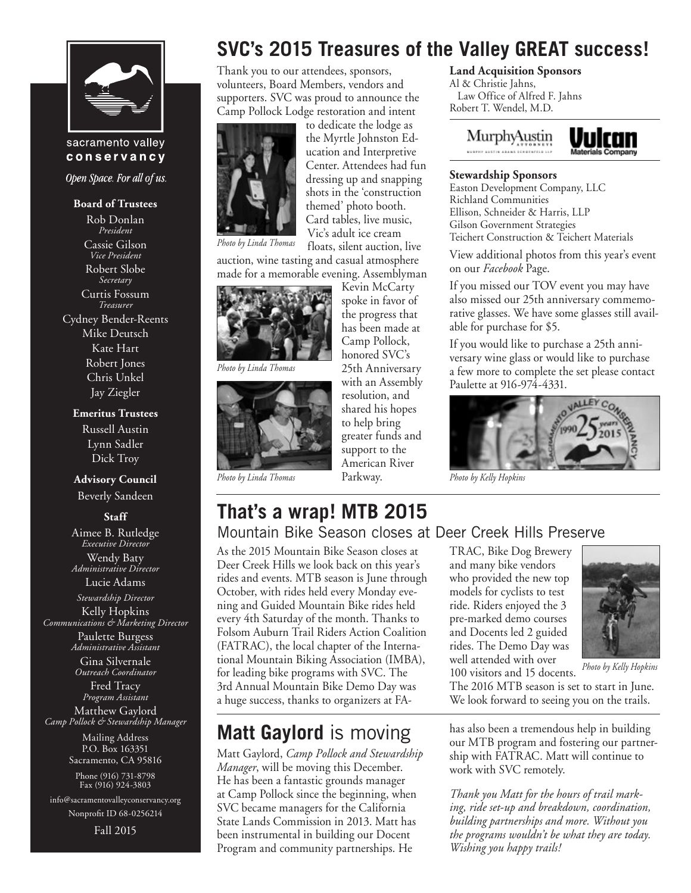sacramento valley conservancy

*Open Space. For all of us.*

**Board of Trustees**

Rob Donlan
*President*

Cassie Gilson
*Vice President*

Robert Slobe
*Secretary*

Curtis Fossum
*Treasurer*

Cydney Bender-Reents
Mike Deutsch
Kate Hart
Robert Jones
Chris Unkel
Jay Ziegler

**Emeritus Trustees**

Russell Austin
Lynn Sadler
Dick Troy

**Advisory Council**

Beverly Sandeen

**Staff**

Aimee B. Rutledge
*Executive Director*

Wendy Baty
*Administrative Director*

Lucie Adams
*Stewardship Director*

Kelly Hopkins
*Communications & Marketing Director*

Paulette Burgess
*Administrative Assistant*

Gina Silvernale
*Outreach Coordinator*

Fred Tracy
*Program Assistant*

Matthew Gaylord
*Camp Pollock & Stewardship Manager*

Mailing Address
P.O. Box 163351
Sacramento, CA 95816

Phone (916) 731-8798
Fax (916) 924-3803

info@sacramentovalleyconservancy.org

Nonprofit ID 68-0256214

Fall 2015

# SVC's 2015 Treasures of the Valley GREAT success!

Thank you to our attendees, sponsors, volunteers, Board Members, vendors and supporters. SVC was proud to announce the Camp Pollock Lodge restoration and intent to dedicate the lodge as the Myrtle Johnston Education and Interpretive Center. Attendees had fun dressing up and snapping shots in the 'construction themed' photo booth. Card tables, live music, Vic's adult ice cream floats, silent auction, live auction, wine tasting and casual atmosphere made for a memorable evening. Assemblyman Kevin McCarty spoke in favor of the progress that has been made at Camp Pollock, honored SVC's 25th Anniversary with an Assembly resolution, and shared his hopes to help bring greater funds and support to the American River Parkway.

*Photo by Linda Thomas*

*Photo by Linda Thomas*

*Photo by Linda Thomas*

**Land Acquisition Sponsors**
Al & Christie Jahns,
Law Office of Alfred F. Jahns
Robert T. Wendel, M.D.

MurphyAustin Attorneys — Murphy Austin Adams Schoenfeld LLP

Vulcan Materials Company

**Stewardship Sponsors**
Easton Development Company, LLC
Richland Communities
Ellison, Schneider & Harris, LLP
Gilson Government Strategies
Teichert Construction & Teichert Materials

View additional photos from this year's event on our *Facebook* Page.

If you missed our TOV event you may have also missed our 25th anniversary commemorative glasses. We have some glasses still available for purchase for $5.

If you would like to purchase a 25th anniversary wine glass or would like to purchase a few more to complete the set please contact Paulette at 916-974-4331.

*Photo by Kelly Hopkins*

# That's a wrap! MTB 2015

## Mountain Bike Season closes at Deer Creek Hills Preserve

As the 2015 Mountain Bike Season closes at Deer Creek Hills we look back on this year's rides and events. MTB season is June through October, with rides held every Monday evening and Guided Mountain Bike rides held every 4th Saturday of the month. Thanks to Folsom Auburn Trail Riders Action Coalition (FATRAC), the local chapter of the International Mountain Biking Association (IMBA), for leading bike programs with SVC. The 3rd Annual Mountain Bike Demo Day was a huge success, thanks to organizers at FATRAC, Bike Dog Brewery and many bike vendors who provided the new top models for cyclists to test ride. Riders enjoyed the 3 pre-marked demo courses and Docents led 2 guided rides. The Demo Day was well attended with over 100 visitors and 15 docents. The 2016 MTB season is set to start in June. We look forward to seeing you on the trails.

*Photo by Kelly Hopkins*

# Matt Gaylord is moving

Matt Gaylord, *Camp Pollock and Stewardship Manager*, will be moving this December. He has been a fantastic grounds manager at Camp Pollock since the beginning, when SVC became managers for the California State Lands Commission in 2013. Matt has been instrumental in building our Docent Program and community partnerships. He has also been a tremendous help in building our MTB program and fostering our partnership with FATRAC. Matt will continue to work with SVC remotely.

*Thank you Matt for the hours of trail marking, ride set-up and breakdown, coordination, building partnerships and more. Without you the programs wouldn't be what they are today. Wishing you happy trails!*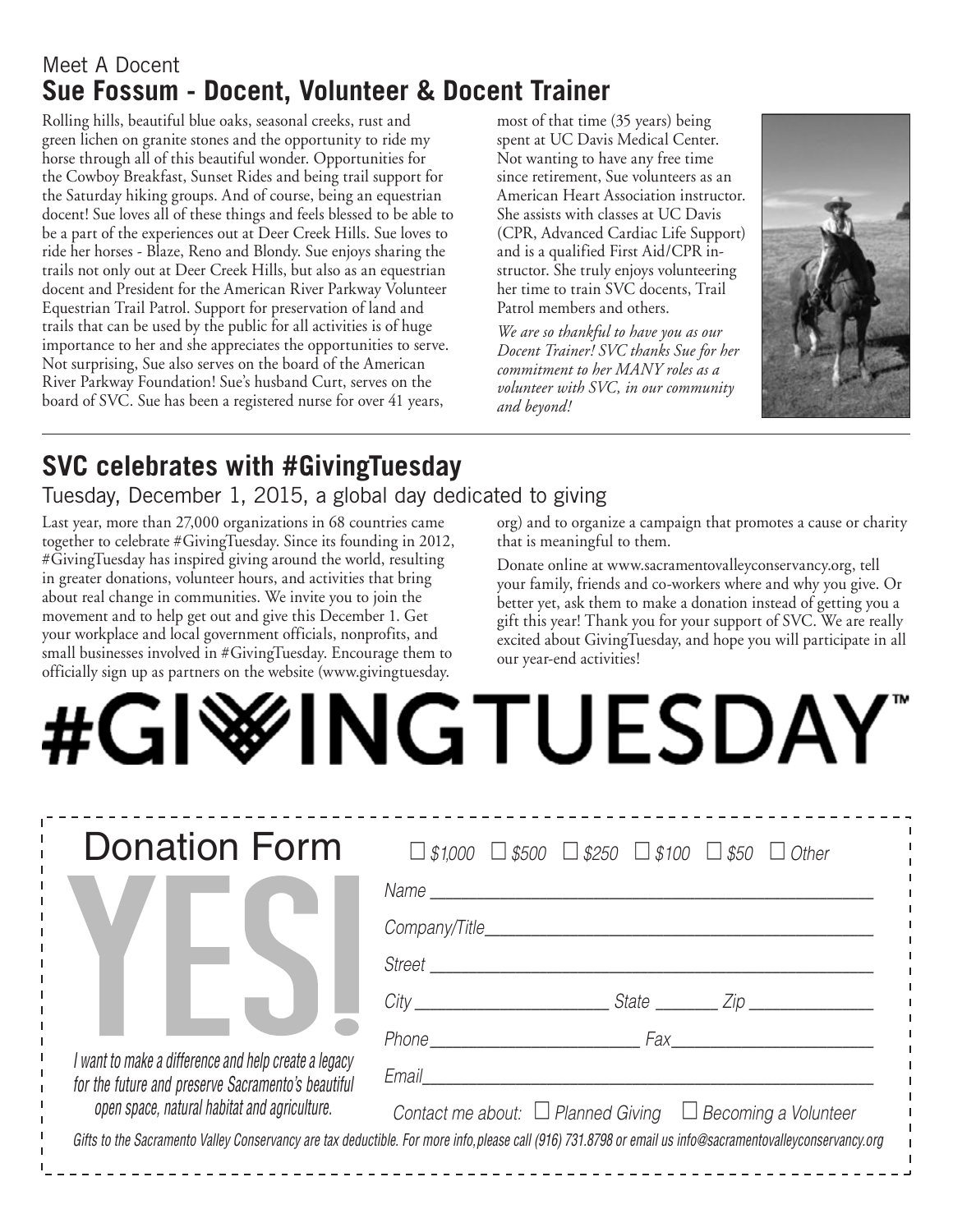Meet A Docent

## Sue Fossum - Docent, Volunteer & Docent Trainer

Rolling hills, beautiful blue oaks, seasonal creeks, rust and green lichen on granite stones and the opportunity to ride my horse through all of this beautiful wonder. Opportunities for the Cowboy Breakfast, Sunset Rides and being trail support for the Saturday hiking groups. And of course, being an equestrian docent! Sue loves all of these things and feels blessed to be able to be a part of the experiences out at Deer Creek Hills. Sue loves to ride her horses - Blaze, Reno and Blondy. Sue enjoys sharing the trails not only out at Deer Creek Hills, but also as an equestrian docent and President for the American River Parkway Volunteer Equestrian Trail Patrol. Support for preservation of land and trails that can be used by the public for all activities is of huge importance to her and she appreciates the opportunities to serve. Not surprising, Sue also serves on the board of the American River Parkway Foundation! Sue's husband Curt, serves on the board of SVC. Sue has been a registered nurse for over 41 years, most of that time (35 years) being spent at UC Davis Medical Center. Not wanting to have any free time since retirement, Sue volunteers as an American Heart Association instructor. She assists with classes at UC Davis (CPR, Advanced Cardiac Life Support) and is a qualified First Aid/CPR instructor. She truly enjoys volunteering her time to train SVC docents, Trail Patrol members and others.

*We are so thankful to have you as our Docent Trainer! SVC thanks Sue for her commitment to her MANY roles as a volunteer with SVC, in our community and beyond!*

---

## SVC celebrates with #GivingTuesday

### Tuesday, December 1, 2015, a global day dedicated to giving

Last year, more than 27,000 organizations in 68 countries came together to celebrate #GivingTuesday. Since its founding in 2012, #GivingTuesday has inspired giving around the world, resulting in greater donations, volunteer hours, and activities that bring about real change in communities. We invite you to join the movement and to help get out and give this December 1. Get your workplace and local government officials, nonprofits, and small businesses involved in #GivingTuesday. Encourage them to officially sign up as partners on the website (www.givingtuesday.org) and to organize a campaign that promotes a cause or charity that is meaningful to them.

Donate online at www.sacramentovalleyconservancy.org, tell your family, friends and co-workers where and why you give. Or better yet, ask them to make a donation instead of getting you a gift this year! Thank you for your support of SVC. We are really excited about GivingTuesday, and hope you will participate in all our year-end activities!

# #GIVINGTUESDAY™

---

## Donation Form

# YES!

*I want to make a difference and help create a legacy for the future and preserve Sacramento's beautiful open space, natural habitat and agriculture.*

☐ $1,000 ☐ $500 ☐ $250 ☐ $100 ☐ $50 ☐ Other

Name ______________________________

Company/Title ______________________________

Street ______________________________

City ______________ State ________ Zip ____________

Phone ______________ Fax ______________

Email ______________________________

Contact me about: ☐ Planned Giving ☐ Becoming a Volunteer

*Gifts to the Sacramento Valley Conservancy are tax deductible. For more info, please call (916) 731.8798 or email us info@sacramentovalleyconservancy.org*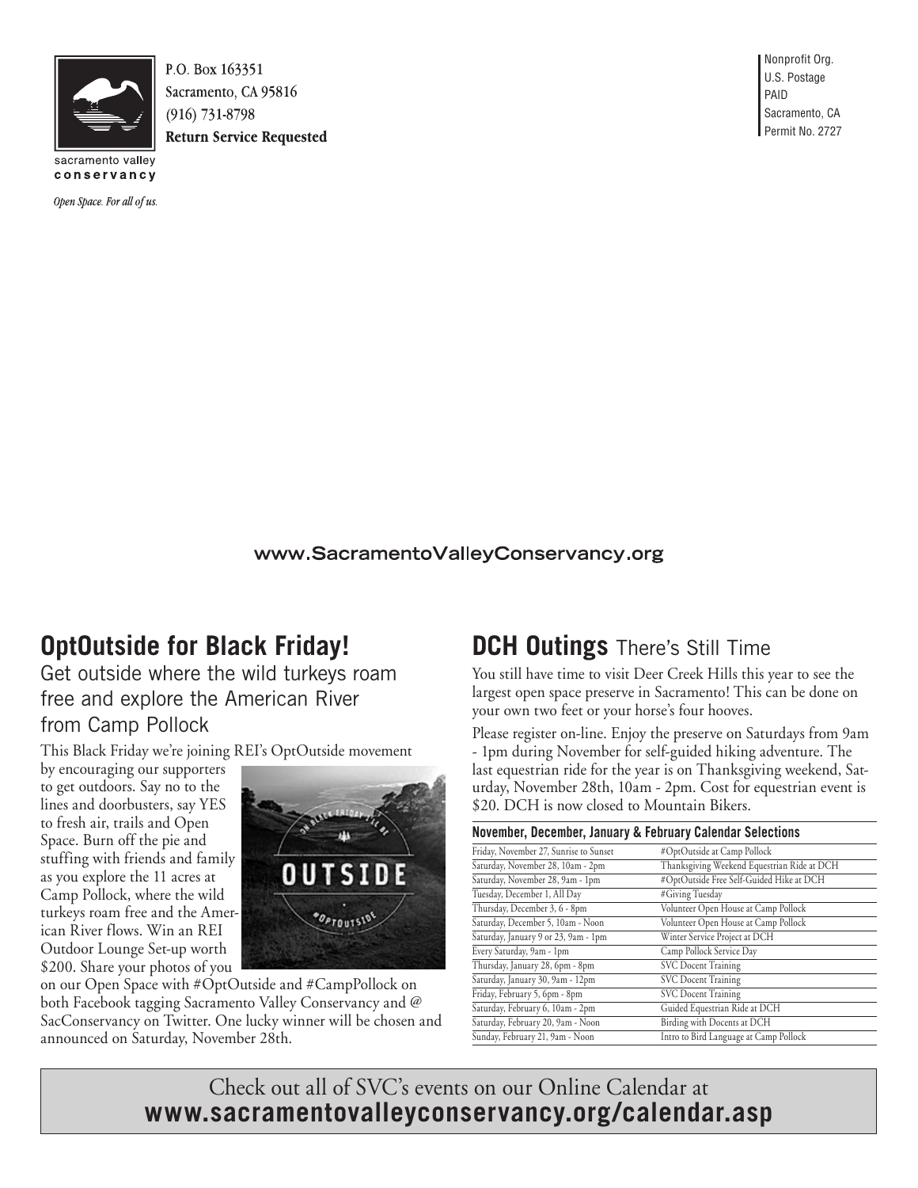sacramento valley conservancy

*Open Space. For all of us.*

P.O. Box 163351
Sacramento, CA 95816
(916) 731-8798
**Return Service Requested**

Nonprofit Org.
U.S. Postage
PAID
Sacramento, CA
Permit No. 2727

www.SacramentoValleyConservancy.org

## OptOutside for Black Friday!

### Get outside where the wild turkeys roam free and explore the American River from Camp Pollock

This Black Friday we're joining REI's OptOutside movement by encouraging our supporters to get outdoors. Say no to the lines and doorbusters, say YES to fresh air, trails and Open Space. Burn off the pie and stuffing with friends and family as you explore the 11 acres at Camp Pollock, where the wild turkeys roam free and the American River flows. Win an REI Outdoor Lounge Set-up worth $200. Share your photos of you on our Open Space with #OptOutside and #CampPollock on both Facebook tagging Sacramento Valley Conservancy and @ SacConservancy on Twitter. One lucky winner will be chosen and announced on Saturday, November 28th.

## DCH Outings There's Still Time

You still have time to visit Deer Creek Hills this year to see the largest open space preserve in Sacramento! This can be done on your own two feet or your horse's four hooves.

Please register on-line. Enjoy the preserve on Saturdays from 9am - 1pm during November for self-guided hiking adventure. The last equestrian ride for the year is on Thanksgiving weekend, Saturday, November 28th, 10am - 2pm. Cost for equestrian event is $20. DCH is now closed to Mountain Bikers.

**November, December, January & February Calendar Selections**

| | |
|---|---|
| Friday, November 27, Sunrise to Sunset | #OptOutside at Camp Pollock |
| Saturday, November 28, 10am - 2pm | Thanksgiving Weekend Equestrian Ride at DCH |
| Saturday, November 28, 9am - 1pm | #OptOutside Free Self-Guided Hike at DCH |
| Tuesday, December 1, All Day | #Giving Tuesday |
| Thursday, December 3, 6 - 8pm | Volunteer Open House at Camp Pollock |
| Saturday, December 5, 10am - Noon | Volunteer Open House at Camp Pollock |
| Saturday, January 9 or 23, 9am - 1pm | Winter Service Project at DCH |
| Every Saturday, 9am - 1pm | Camp Pollock Service Day |
| Thursday, January 28, 6pm - 8pm | SVC Docent Training |
| Saturday, January 30, 9am - 12pm | SVC Docent Training |
| Friday, February 5, 6pm - 8pm | SVC Docent Training |
| Saturday, February 6, 10am - 2pm | Guided Equestrian Ride at DCH |
| Saturday, February 20, 9am - Noon | Birding with Docents at DCH |
| Sunday, February 21, 9am - Noon | Intro to Bird Language at Camp Pollock |

Check out all of SVC's events on our Online Calendar at
**www.sacramentovalleyconservancy.org/calendar.asp**